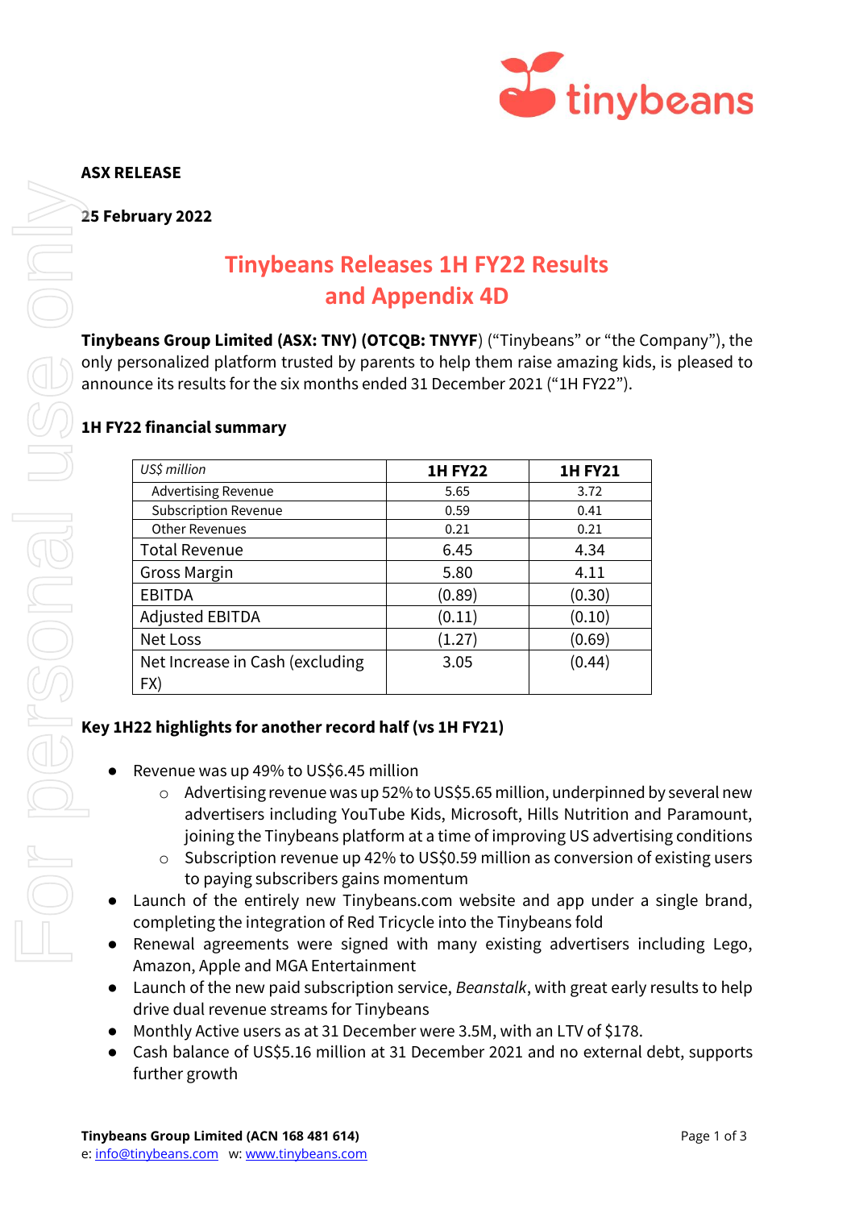**ASX RELEASE**

**25 February 2022**

# Tinybeans Releases 1H FY22 Results and Appendix 4D

**Tinybeans Group Limited (ASX: TNY) (OTCQB: TNYYF**) ("Tinybeans" or "the Company"), the only personalized platform trusted by parents to help them raise amazing kids, is pleased to announce its results for the six months ended 31 December 2021 ("1H FY22").

## 1H FY22 financial summary

| *US$ million* | **1H FY22** | **1H FY21** |
|---|---|---|
| Advertising Revenue | 5.65 | 3.72 |
| Subscription Revenue | 0.59 | 0.41 |
| Other Revenues | 0.21 | 0.21 |
| Total Revenue | 6.45 | 4.34 |
| Gross Margin | 5.80 | 4.11 |
| EBITDA | (0.89) | (0.30) |
| Adjusted EBITDA | (0.11) | (0.10) |
| Net Loss | (1.27) | (0.69) |
| Net Increase in Cash (excluding FX) | 3.05 | (0.44) |

## Key 1H22 highlights for another record half (vs 1H FY21)

- Revenue was up 49% to US$6.45 million
  - Advertising revenue was up 52% to US$5.65 million, underpinned by several new advertisers including YouTube Kids, Microsoft, Hills Nutrition and Paramount, joining the Tinybeans platform at a time of improving US advertising conditions
  - Subscription revenue up 42% to US$0.59 million as conversion of existing users to paying subscribers gains momentum
- Launch of the entirely new Tinybeans.com website and app under a single brand, completing the integration of Red Tricycle into the Tinybeans fold
- Renewal agreements were signed with many existing advertisers including Lego, Amazon, Apple and MGA Entertainment
- Launch of the new paid subscription service, *Beanstalk*, with great early results to help drive dual revenue streams for Tinybeans
- Monthly Active users as at 31 December were 3.5M, with an LTV of $178.
- Cash balance of US$5.16 million at 31 December 2021 and no external debt, supports further growth

**Tinybeans Group Limited (ACN 168 481 614)**
e: info@tinybeans.com w: www.tinybeans.com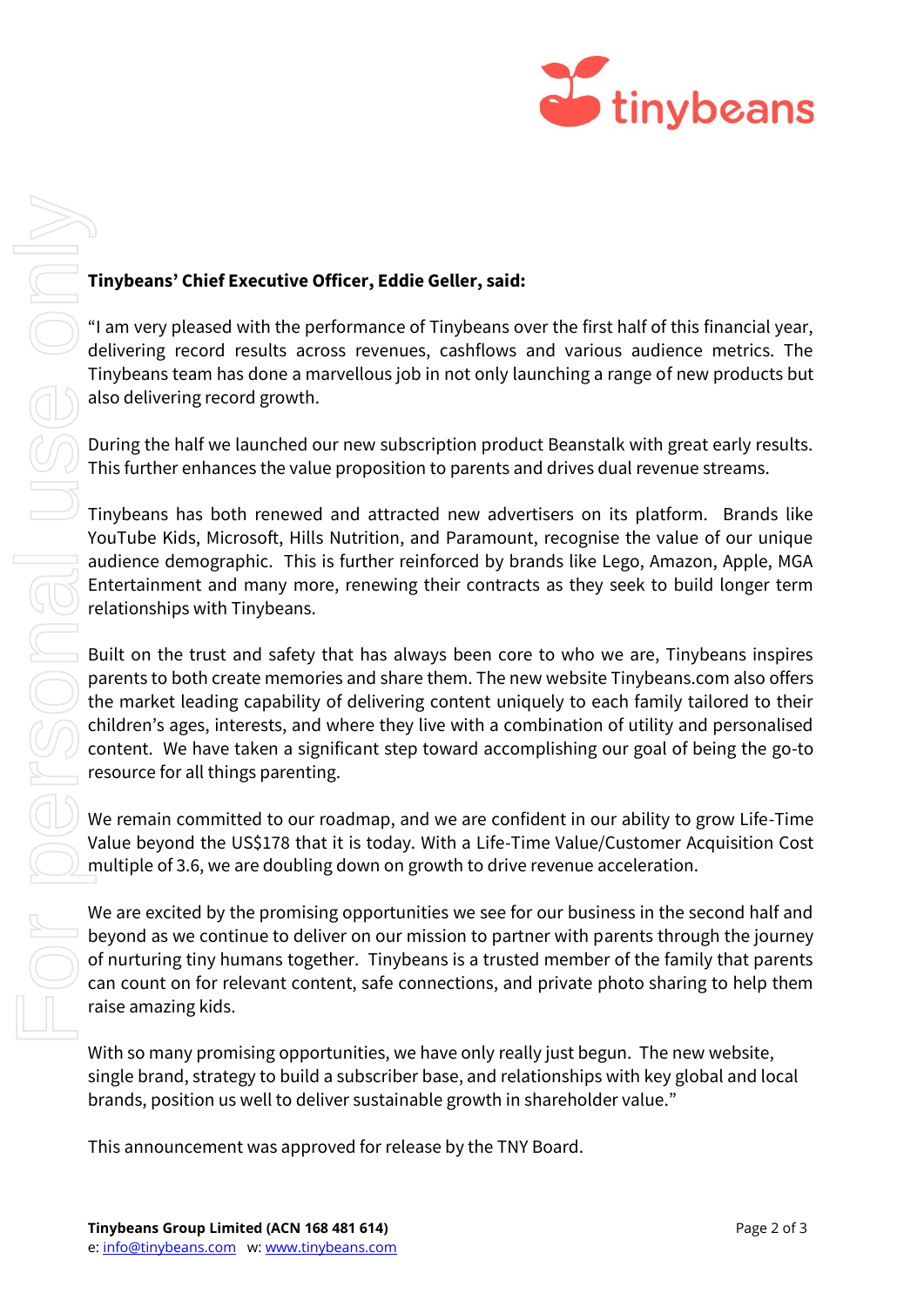**Tinybeans' Chief Executive Officer, Eddie Geller, said:**

"I am very pleased with the performance of Tinybeans over the first half of this financial year, delivering record results across revenues, cashflows and various audience metrics. The Tinybeans team has done a marvellous job in not only launching a range of new products but also delivering record growth.

During the half we launched our new subscription product Beanstalk with great early results. This further enhances the value proposition to parents and drives dual revenue streams.

Tinybeans has both renewed and attracted new advertisers on its platform. Brands like YouTube Kids, Microsoft, Hills Nutrition, and Paramount, recognise the value of our unique audience demographic. This is further reinforced by brands like Lego, Amazon, Apple, MGA Entertainment and many more, renewing their contracts as they seek to build longer term relationships with Tinybeans.

Built on the trust and safety that has always been core to who we are, Tinybeans inspires parents to both create memories and share them. The new website Tinybeans.com also offers the market leading capability of delivering content uniquely to each family tailored to their children's ages, interests, and where they live with a combination of utility and personalised content. We have taken a significant step toward accomplishing our goal of being the go-to resource for all things parenting.

We remain committed to our roadmap, and we are confident in our ability to grow Life-Time Value beyond the US$178 that it is today. With a Life-Time Value/Customer Acquisition Cost multiple of 3.6, we are doubling down on growth to drive revenue acceleration.

We are excited by the promising opportunities we see for our business in the second half and beyond as we continue to deliver on our mission to partner with parents through the journey of nurturing tiny humans together. Tinybeans is a trusted member of the family that parents can count on for relevant content, safe connections, and private photo sharing to help them raise amazing kids.

With so many promising opportunities, we have only really just begun. The new website, single brand, strategy to build a subscriber base, and relationships with key global and local brands, position us well to deliver sustainable growth in shareholder value."

This announcement was approved for release by the TNY Board.

**Tinybeans Group Limited (ACN 168 481 614)**
e: info@tinybeans.com w: www.tinybeans.com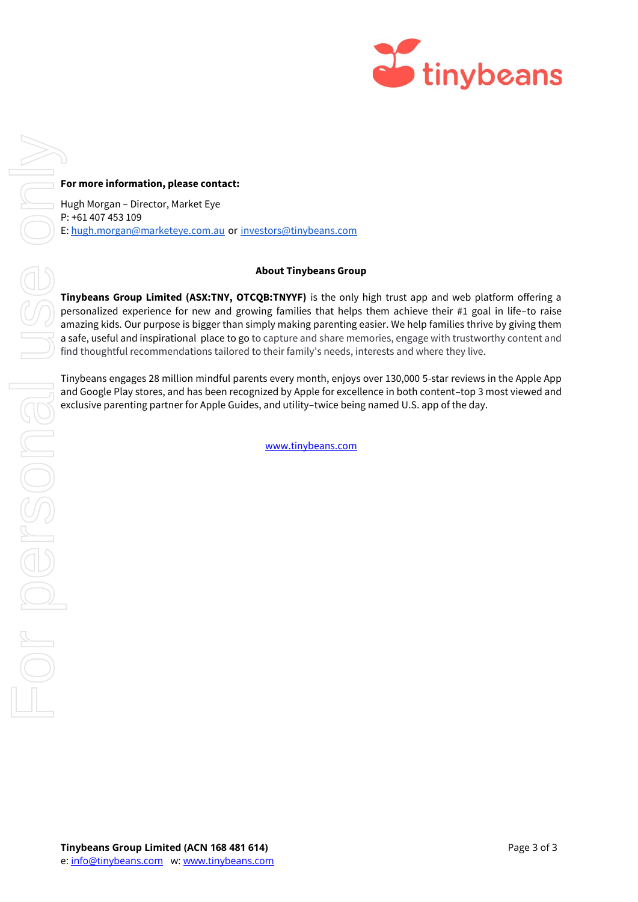**For more information, please contact:**

Hugh Morgan – Director, Market Eye
P: +61 407 453 109
E: hugh.morgan@marketeye.com.au or investors@tinybeans.com

**About Tinybeans Group**

**Tinybeans Group Limited (ASX:TNY, OTCQB:TNYYF)** is the only high trust app and web platform offering a personalized experience for new and growing families that helps them achieve their #1 goal in life–to raise amazing kids. Our purpose is bigger than simply making parenting easier. We help families thrive by giving them a safe, useful and inspirational place to go to capture and share memories, engage with trustworthy content and find thoughtful recommendations tailored to their family's needs, interests and where they live.

Tinybeans engages 28 million mindful parents every month, enjoys over 130,000 5-star reviews in the Apple App and Google Play stores, and has been recognized by Apple for excellence in both content–top 3 most viewed and exclusive parenting partner for Apple Guides, and utility–twice being named U.S. app of the day.

www.tinybeans.com

**Tinybeans Group Limited (ACN 168 481 614)**
e: info@tinybeans.com w: www.tinybeans.com